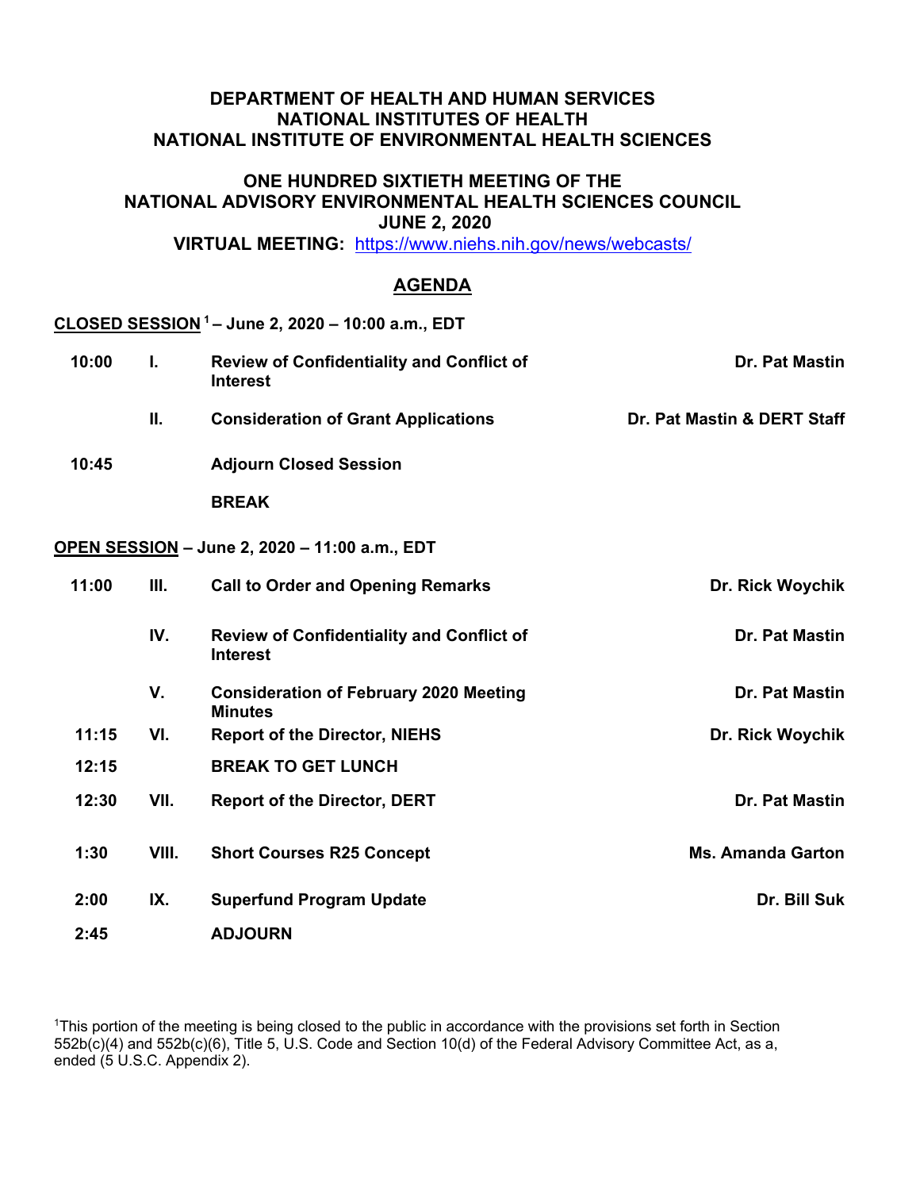**DEPARTMENT OF HEALTH AND HUMAN SERVICES**
**NATIONAL INSTITUTES OF HEALTH**
**NATIONAL INSTITUTE OF ENVIRONMENTAL HEALTH SCIENCES**

**ONE HUNDRED SIXTIETH MEETING OF THE**
**NATIONAL ADVISORY ENVIRONMENTAL HEALTH SCIENCES COUNCIL**
**JUNE 2, 2020**
**VIRTUAL MEETING:** https://www.niehs.nih.gov/news/webcasts/

## AGENDA

**CLOSED SESSION[1] – June 2, 2020 – 10:00 a.m., EDT**

| Time | No. | Item | Presenter |
|---|---|---|---|
| 10:00 | I. | Review of Confidentiality and Conflict of Interest | Dr. Pat Mastin |
| | II. | Consideration of Grant Applications | Dr. Pat Mastin & DERT Staff |
| 10:45 | | Adjourn Closed Session | |
| | | BREAK | |

**OPEN SESSION – June 2, 2020 – 11:00 a.m., EDT**

| Time | No. | Item | Presenter |
|---|---|---|---|
| 11:00 | III. | Call to Order and Opening Remarks | Dr. Rick Woychik |
| | IV. | Review of Confidentiality and Conflict of Interest | Dr. Pat Mastin |
| | V. | Consideration of February 2020 Meeting Minutes | Dr. Pat Mastin |
| 11:15 | VI. | Report of the Director, NIEHS | Dr. Rick Woychik |
| 12:15 | | BREAK TO GET LUNCH | |
| 12:30 | VII. | Report of the Director, DERT | Dr. Pat Mastin |
| 1:30 | VIII. | Short Courses R25 Concept | Ms. Amanda Garton |
| 2:00 | IX. | Superfund Program Update | Dr. Bill Suk |
| 2:45 | | ADJOURN | |

[1]This portion of the meeting is being closed to the public in accordance with the provisions set forth in Section 552b(c)(4) and 552b(c)(6), Title 5, U.S. Code and Section 10(d) of the Federal Advisory Committee Act, as a, ended (5 U.S.C. Appendix 2).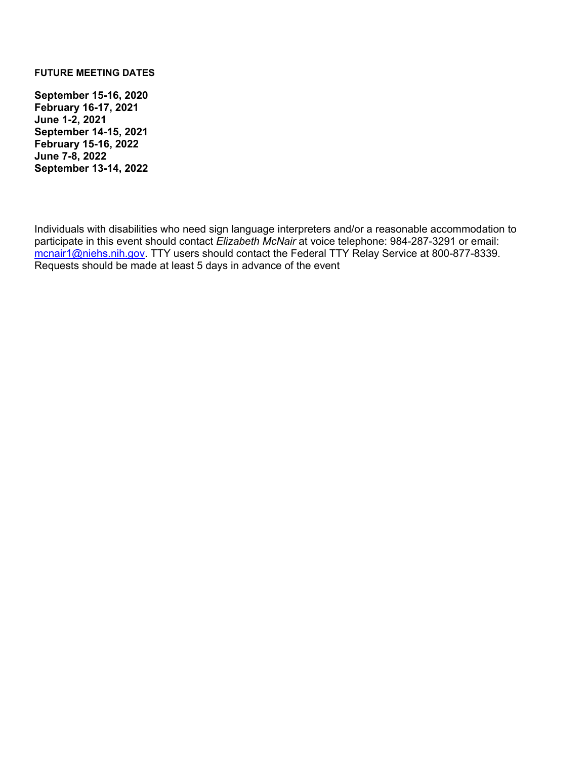**FUTURE MEETING DATES**

**September 15-16, 2020**
**February 16-17, 2021**
**June 1-2, 2021**
**September 14-15, 2021**
**February 15-16, 2022**
**June 7-8, 2022**
**September 13-14, 2022**

Individuals with disabilities who need sign language interpreters and/or a reasonable accommodation to participate in this event should contact *Elizabeth McNair* at voice telephone: 984-287-3291 or email: mcnair1@niehs.nih.gov. TTY users should contact the Federal TTY Relay Service at 800-877-8339. Requests should be made at least 5 days in advance of the event